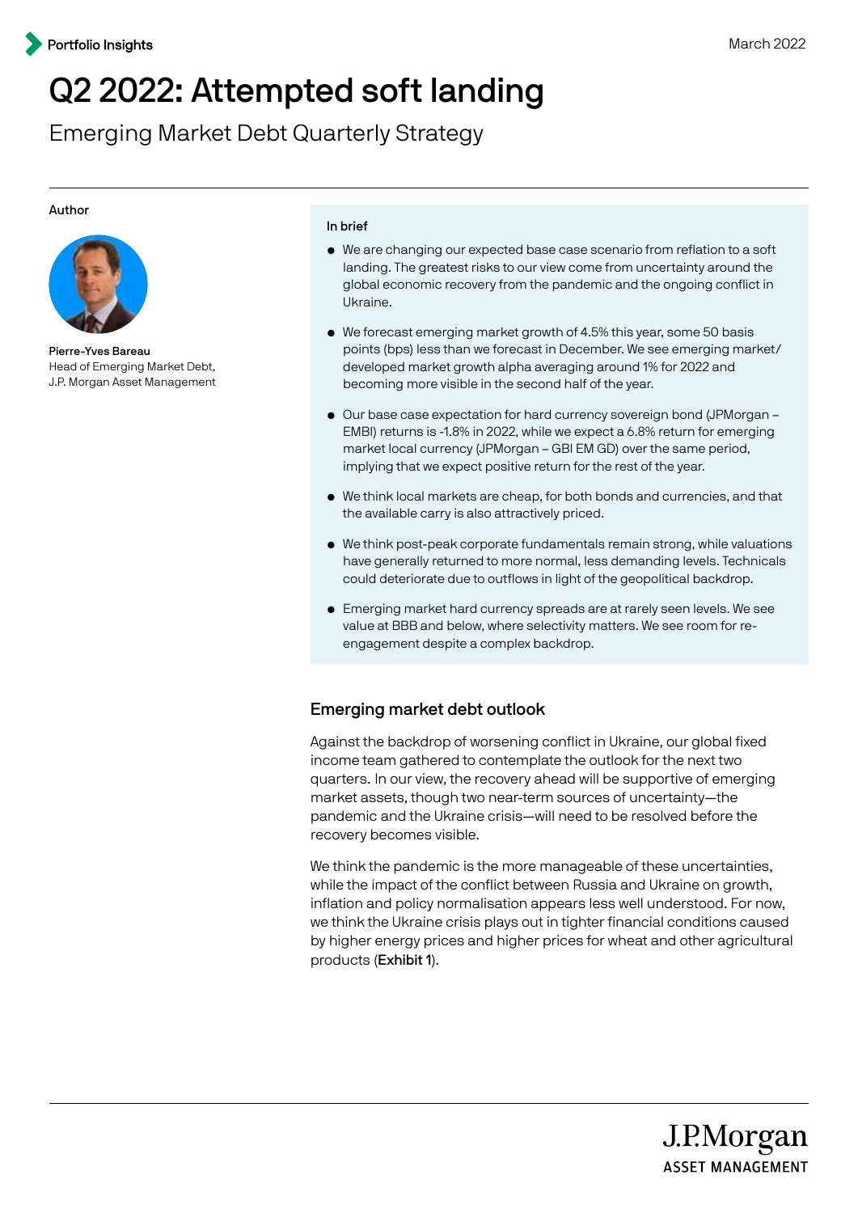Portfolio Insights

March 2022

# Q2 2022: Attempted soft landing

## Emerging Market Debt Quarterly Strategy

Author

**Pierre-Yves Bareau**
Head of Emerging Market Debt,
J.P. Morgan Asset Management

**In brief**

- We are changing our expected base case scenario from reflation to a soft landing. The greatest risks to our view come from uncertainty around the global economic recovery from the pandemic and the ongoing conflict in Ukraine.
- We forecast emerging market growth of 4.5% this year, some 50 basis points (bps) less than we forecast in December. We see emerging market/ developed market growth alpha averaging around 1% for 2022 and becoming more visible in the second half of the year.
- Our base case expectation for hard currency sovereign bond (JPMorgan – EMBI) returns is -1.8% in 2022, while we expect a 6.8% return for emerging market local currency (JPMorgan – GBI EM GD) over the same period, implying that we expect positive return for the rest of the year.
- We think local markets are cheap, for both bonds and currencies, and that the available carry is also attractively priced.
- We think post-peak corporate fundamentals remain strong, while valuations have generally returned to more normal, less demanding levels. Technicals could deteriorate due to outflows in light of the geopolitical backdrop.
- Emerging market hard currency spreads are at rarely seen levels. We see value at BBB and below, where selectivity matters. We see room for re-engagement despite a complex backdrop.

### Emerging market debt outlook

Against the backdrop of worsening conflict in Ukraine, our global fixed income team gathered to contemplate the outlook for the next two quarters. In our view, the recovery ahead will be supportive of emerging market assets, though two near-term sources of uncertainty—the pandemic and the Ukraine crisis—will need to be resolved before the recovery becomes visible.

We think the pandemic is the more manageable of these uncertainties, while the impact of the conflict between Russia and Ukraine on growth, inflation and policy normalisation appears less well understood. For now, we think the Ukraine crisis plays out in tighter financial conditions caused by higher energy prices and higher prices for wheat and other agricultural products (**Exhibit 1**).

J.P.Morgan
ASSET MANAGEMENT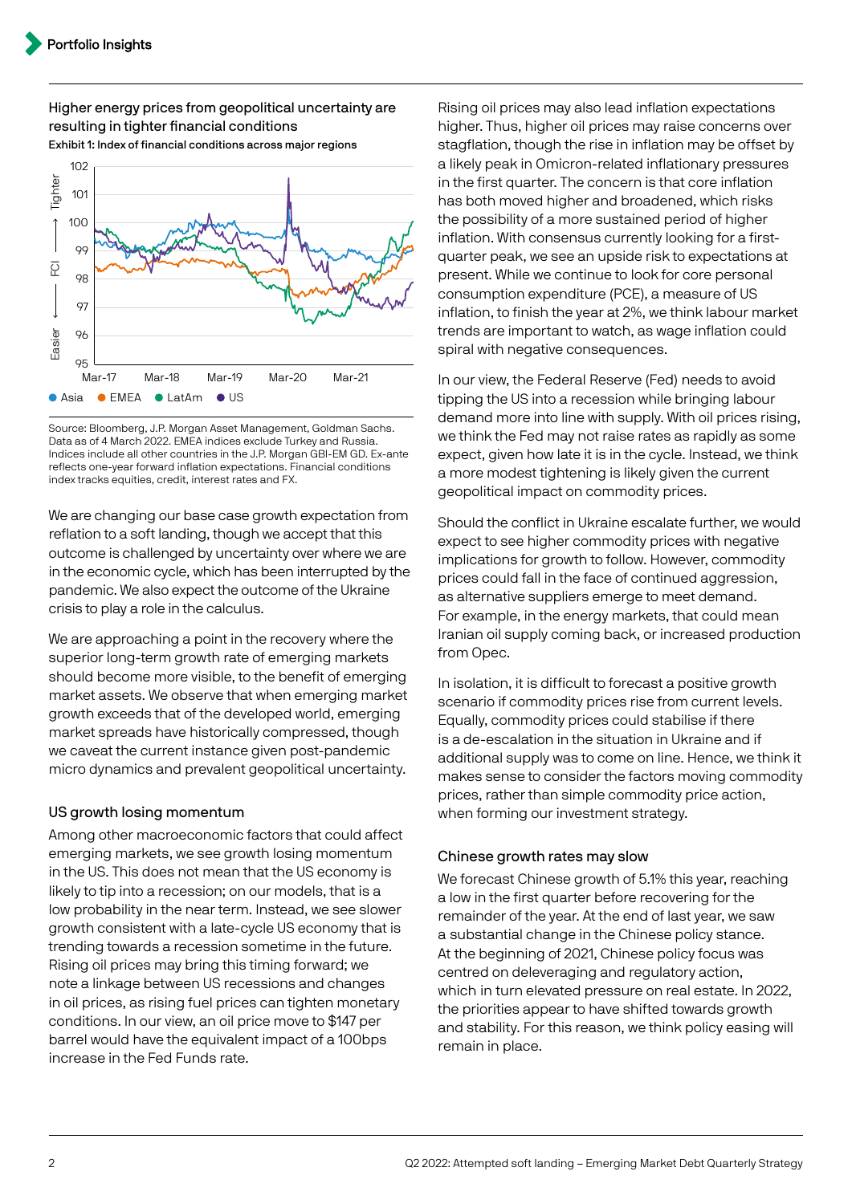**Higher energy prices from geopolitical uncertainty are resulting in tighter financial conditions**

**Exhibit 1: Index of financial conditions across major regions**

Source: Bloomberg, J.P. Morgan Asset Management, Goldman Sachs. Data as of 4 March 2022. EMEA indices exclude Turkey and Russia. Indices include all other countries in the J.P. Morgan GBI-EM GD. Ex-ante reflects one-year forward inflation expectations. Financial conditions index tracks equities, credit, interest rates and FX.

We are changing our base case growth expectation from reflation to a soft landing, though we accept that this outcome is challenged by uncertainty over where we are in the economic cycle, which has been interrupted by the pandemic. We also expect the outcome of the Ukraine crisis to play a role in the calculus.

We are approaching a point in the recovery where the superior long-term growth rate of emerging markets should become more visible, to the benefit of emerging market assets. We observe that when emerging market growth exceeds that of the developed world, emerging market spreads have historically compressed, though we caveat the current instance given post-pandemic micro dynamics and prevalent geopolitical uncertainty.

## US growth losing momentum

Among other macroeconomic factors that could affect emerging markets, we see growth losing momentum in the US. This does not mean that the US economy is likely to tip into a recession; on our models, that is a low probability in the near term. Instead, we see slower growth consistent with a late-cycle US economy that is trending towards a recession sometime in the future. Rising oil prices may bring this timing forward; we note a linkage between US recessions and changes in oil prices, as rising fuel prices can tighten monetary conditions. In our view, an oil price move to $147 per barrel would have the equivalent impact of a 100bps increase in the Fed Funds rate.

Rising oil prices may also lead inflation expectations higher. Thus, higher oil prices may raise concerns over stagflation, though the rise in inflation may be offset by a likely peak in Omicron-related inflationary pressures in the first quarter. The concern is that core inflation has both moved higher and broadened, which risks the possibility of a more sustained period of higher inflation. With consensus currently looking for a first-quarter peak, we see an upside risk to expectations at present. While we continue to look for core personal consumption expenditure (PCE), a measure of US inflation, to finish the year at 2%, we think labour market trends are important to watch, as wage inflation could spiral with negative consequences.

In our view, the Federal Reserve (Fed) needs to avoid tipping the US into a recession while bringing labour demand more into line with supply. With oil prices rising, we think the Fed may not raise rates as rapidly as some expect, given how late it is in the cycle. Instead, we think a more modest tightening is likely given the current geopolitical impact on commodity prices.

Should the conflict in Ukraine escalate further, we would expect to see higher commodity prices with negative implications for growth to follow. However, commodity prices could fall in the face of continued aggression, as alternative suppliers emerge to meet demand. For example, in the energy markets, that could mean Iranian oil supply coming back, or increased production from Opec.

In isolation, it is difficult to forecast a positive growth scenario if commodity prices rise from current levels. Equally, commodity prices could stabilise if there is a de-escalation in the situation in Ukraine and if additional supply was to come on line. Hence, we think it makes sense to consider the factors moving commodity prices, rather than simple commodity price action, when forming our investment strategy.

## Chinese growth rates may slow

We forecast Chinese growth of 5.1% this year, reaching a low in the first quarter before recovering for the remainder of the year. At the end of last year, we saw a substantial change in the Chinese policy stance. At the beginning of 2021, Chinese policy focus was centred on deleveraging and regulatory action, which in turn elevated pressure on real estate. In 2022, the priorities appear to have shifted towards growth and stability. For this reason, we think policy easing will remain in place.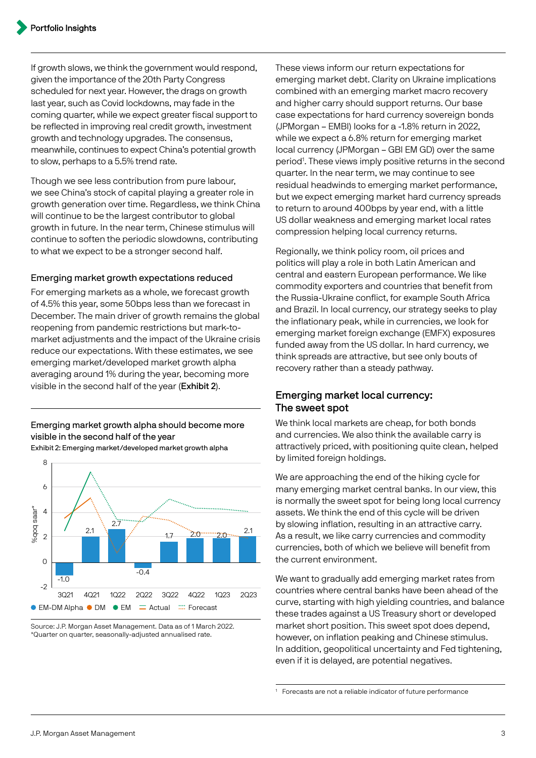If growth slows, we think the government would respond, given the importance of the 20th Party Congress scheduled for next year. However, the drags on growth last year, such as Covid lockdowns, may fade in the coming quarter, while we expect greater fiscal support to be reflected in improving real credit growth, investment growth and technology upgrades. The consensus, meanwhile, continues to expect China's potential growth to slow, perhaps to a 5.5% trend rate.

Though we see less contribution from pure labour, we see China's stock of capital playing a greater role in growth generation over time. Regardless, we think China will continue to be the largest contributor to global growth in future. In the near term, Chinese stimulus will continue to soften the periodic slowdowns, contributing to what we expect to be a stronger second half.

### Emerging market growth expectations reduced

For emerging markets as a whole, we forecast growth of 4.5% this year, some 50bps less than we forecast in December. The main driver of growth remains the global reopening from pandemic restrictions but mark-to-market adjustments and the impact of the Ukraine crisis reduce our expectations. With these estimates, we see emerging market/developed market growth alpha averaging around 1% during the year, becoming more visible in the second half of the year (**Exhibit 2**).

**Emerging market growth alpha should become more visible in the second half of the year**

Exhibit 2: Emerging market/developed market growth alpha

| | 3Q21 | 4Q21 | 1Q22 | 2Q22 | 3Q22 | 4Q22 | 1Q23 | 2Q23 |
|---|---|---|---|---|---|---|---|---|
| EM-DM Alpha (%qoq saar*) | -1.0 | 2.1 | 2.7 | -0.4 | 1.7 | 2.0 | 2.0 | 2.1 |

EM-DM Alpha, DM, EM; Actual, Forecast

Source: J.P. Morgan Asset Management. Data as of 1 March 2022.
*Quarter on quarter, seasonally-adjusted annualised rate.

These views inform our return expectations for emerging market debt. Clarity on Ukraine implications combined with an emerging market macro recovery and higher carry should support returns. Our base case expectations for hard currency sovereign bonds (JPMorgan – EMBI) looks for a -1.8% return in 2022, while we expect a 6.8% return for emerging market local currency (JPMorgan – GBI EM GD) over the same period[1]. These views imply positive returns in the second quarter. In the near term, we may continue to see residual headwinds to emerging market performance, but we expect emerging market hard currency spreads to return to around 400bps by year end, with a little US dollar weakness and emerging market local rates compression helping local currency returns.

Regionally, we think policy room, oil prices and politics will play a role in both Latin American and central and eastern European performance. We like commodity exporters and countries that benefit from the Russia-Ukraine conflict, for example South Africa and Brazil. In local currency, our strategy seeks to play the inflationary peak, while in currencies, we look for emerging market foreign exchange (EMFX) exposures funded away from the US dollar. In hard currency, we think spreads are attractive, but see only bouts of recovery rather than a steady pathway.

## Emerging market local currency: The sweet spot

We think local markets are cheap, for both bonds and currencies. We also think the available carry is attractively priced, with positioning quite clean, helped by limited foreign holdings.

We are approaching the end of the hiking cycle for many emerging market central banks. In our view, this is normally the sweet spot for being long local currency assets. We think the end of this cycle will be driven by slowing inflation, resulting in an attractive carry. As a result, we like carry currencies and commodity currencies, both of which we believe will benefit from the current environment.

We want to gradually add emerging market rates from countries where central banks have been ahead of the curve, starting with high yielding countries, and balance these trades against a US Treasury short or developed market short position. This sweet spot does depend, however, on inflation peaking and Chinese stimulus. In addition, geopolitical uncertainty and Fed tightening, even if it is delayed, are potential negatives.

[1] Forecasts are not a reliable indicator of future performance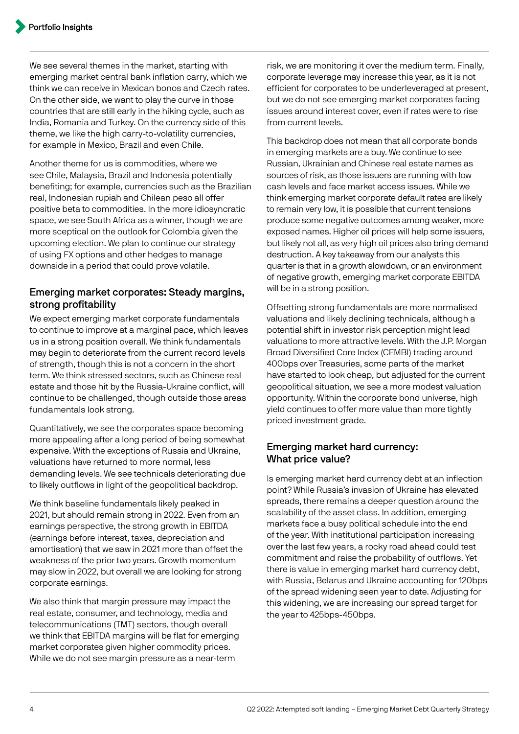We see several themes in the market, starting with emerging market central bank inflation carry, which we think we can receive in Mexican bonos and Czech rates. On the other side, we want to play the curve in those countries that are still early in the hiking cycle, such as India, Romania and Turkey. On the currency side of this theme, we like the high carry-to-volatility currencies, for example in Mexico, Brazil and even Chile.

Another theme for us is commodities, where we see Chile, Malaysia, Brazil and Indonesia potentially benefiting; for example, currencies such as the Brazilian real, Indonesian rupiah and Chilean peso all offer positive beta to commodities. In the more idiosyncratic space, we see South Africa as a winner, though we are more sceptical on the outlook for Colombia given the upcoming election. We plan to continue our strategy of using FX options and other hedges to manage downside in a period that could prove volatile.

## Emerging market corporates: Steady margins, strong profitability

We expect emerging market corporate fundamentals to continue to improve at a marginal pace, which leaves us in a strong position overall. We think fundamentals may begin to deteriorate from the current record levels of strength, though this is not a concern in the short term. We think stressed sectors, such as Chinese real estate and those hit by the Russia-Ukraine conflict, will continue to be challenged, though outside those areas fundamentals look strong.

Quantitatively, we see the corporates space becoming more appealing after a long period of being somewhat expensive. With the exceptions of Russia and Ukraine, valuations have returned to more normal, less demanding levels. We see technicals deteriorating due to likely outflows in light of the geopolitical backdrop.

We think baseline fundamentals likely peaked in 2021, but should remain strong in 2022. Even from an earnings perspective, the strong growth in EBITDA (earnings before interest, taxes, depreciation and amortisation) that we saw in 2021 more than offset the weakness of the prior two years. Growth momentum may slow in 2022, but overall we are looking for strong corporate earnings.

We also think that margin pressure may impact the real estate, consumer, and technology, media and telecommunications (TMT) sectors, though overall we think that EBITDA margins will be flat for emerging market corporates given higher commodity prices. While we do not see margin pressure as a near-term risk, we are monitoring it over the medium term. Finally, corporate leverage may increase this year, as it is not efficient for corporates to be underleveraged at present, but we do not see emerging market corporates facing issues around interest cover, even if rates were to rise from current levels.

This backdrop does not mean that all corporate bonds in emerging markets are a buy. We continue to see Russian, Ukrainian and Chinese real estate names as sources of risk, as those issuers are running with low cash levels and face market access issues. While we think emerging market corporate default rates are likely to remain very low, it is possible that current tensions produce some negative outcomes among weaker, more exposed names. Higher oil prices will help some issuers, but likely not all, as very high oil prices also bring demand destruction. A key takeaway from our analysts this quarter is that in a growth slowdown, or an environment of negative growth, emerging market corporate EBITDA will be in a strong position.

Offsetting strong fundamentals are more normalised valuations and likely declining technicals, although a potential shift in investor risk perception might lead valuations to more attractive levels. With the J.P. Morgan Broad Diversified Core Index (CEMBI) trading around 400bps over Treasuries, some parts of the market have started to look cheap, but adjusted for the current geopolitical situation, we see a more modest valuation opportunity. Within the corporate bond universe, high yield continues to offer more value than more tightly priced investment grade.

## Emerging market hard currency: What price value?

Is emerging market hard currency debt at an inflection point? While Russia's invasion of Ukraine has elevated spreads, there remains a deeper question around the scalability of the asset class. In addition, emerging markets face a busy political schedule into the end of the year. With institutional participation increasing over the last few years, a rocky road ahead could test commitment and raise the probability of outflows. Yet there is value in emerging market hard currency debt, with Russia, Belarus and Ukraine accounting for 120bps of the spread widening seen year to date. Adjusting for this widening, we are increasing our spread target for the year to 425bps-450bps.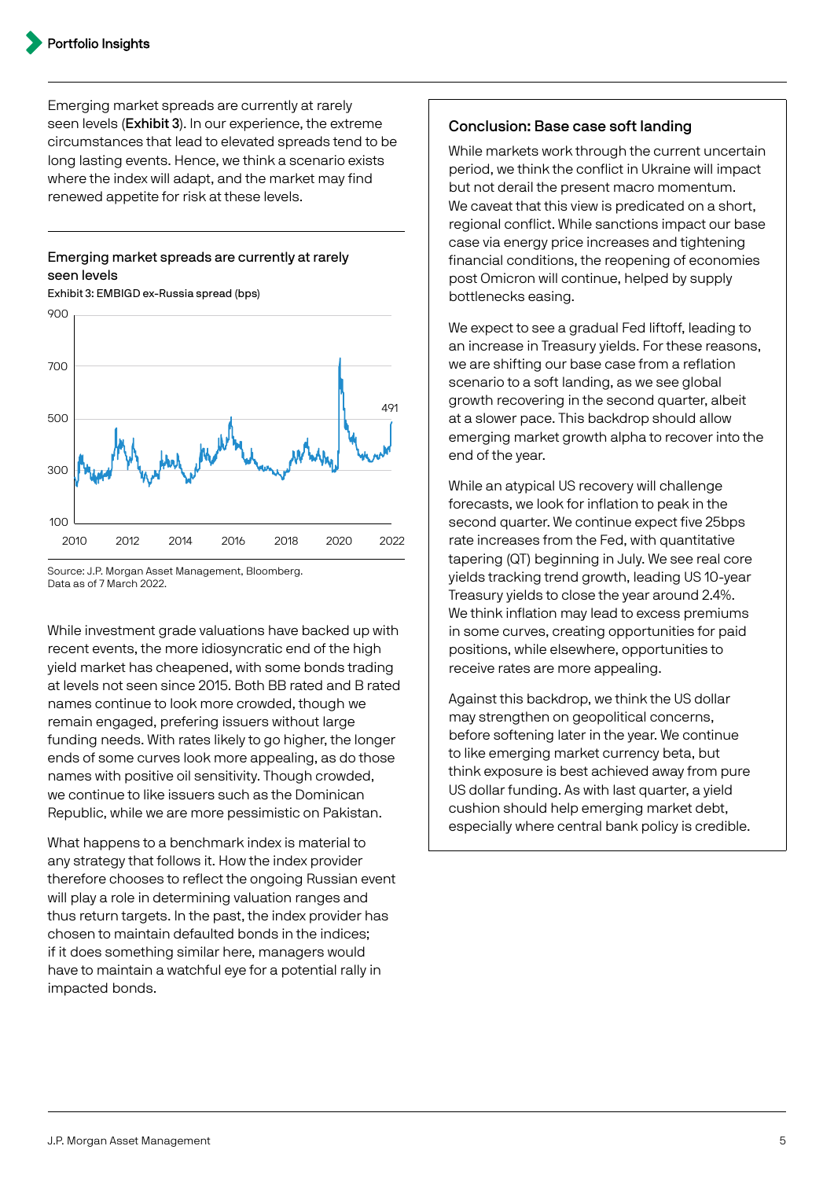Emerging market spreads are currently at rarely seen levels (**Exhibit 3**). In our experience, the extreme circumstances that lead to elevated spreads tend to be long lasting events. Hence, we think a scenario exists where the index will adapt, and the market may find renewed appetite for risk at these levels.

### Emerging market spreads are currently at rarely seen levels

Exhibit 3: EMBIGD ex-Russia spread (bps)

Source: J.P. Morgan Asset Management, Bloomberg.
Data as of 7 March 2022.

While investment grade valuations have backed up with recent events, the more idiosyncratic end of the high yield market has cheapened, with some bonds trading at levels not seen since 2015. Both BB rated and B rated names continue to look more crowded, though we remain engaged, prefering issuers without large funding needs. With rates likely to go higher, the longer ends of some curves look more appealing, as do those names with positive oil sensitivity. Though crowded, we continue to like issuers such as the Dominican Republic, while we are more pessimistic on Pakistan.

What happens to a benchmark index is material to any strategy that follows it. How the index provider therefore chooses to reflect the ongoing Russian event will play a role in determining valuation ranges and thus return targets. In the past, the index provider has chosen to maintain defaulted bonds in the indices; if it does something similar here, managers would have to maintain a watchful eye for a potential rally in impacted bonds.

## Conclusion: Base case soft landing

While markets work through the current uncertain period, we think the conflict in Ukraine will impact but not derail the present macro momentum. We caveat that this view is predicated on a short, regional conflict. While sanctions impact our base case via energy price increases and tightening financial conditions, the reopening of economies post Omicron will continue, helped by supply bottlenecks easing.

We expect to see a gradual Fed liftoff, leading to an increase in Treasury yields. For these reasons, we are shifting our base case from a reflation scenario to a soft landing, as we see global growth recovering in the second quarter, albeit at a slower pace. This backdrop should allow emerging market growth alpha to recover into the end of the year.

While an atypical US recovery will challenge forecasts, we look for inflation to peak in the second quarter. We continue expect five 25bps rate increases from the Fed, with quantitative tapering (QT) beginning in July. We see real core yields tracking trend growth, leading US 10-year Treasury yields to close the year around 2.4%. We think inflation may lead to excess premiums in some curves, creating opportunities for paid positions, while elsewhere, opportunities to receive rates are more appealing.

Against this backdrop, we think the US dollar may strengthen on geopolitical concerns, before softening later in the year. We continue to like emerging market currency beta, but think exposure is best achieved away from pure US dollar funding. As with last quarter, a yield cushion should help emerging market debt, especially where central bank policy is credible.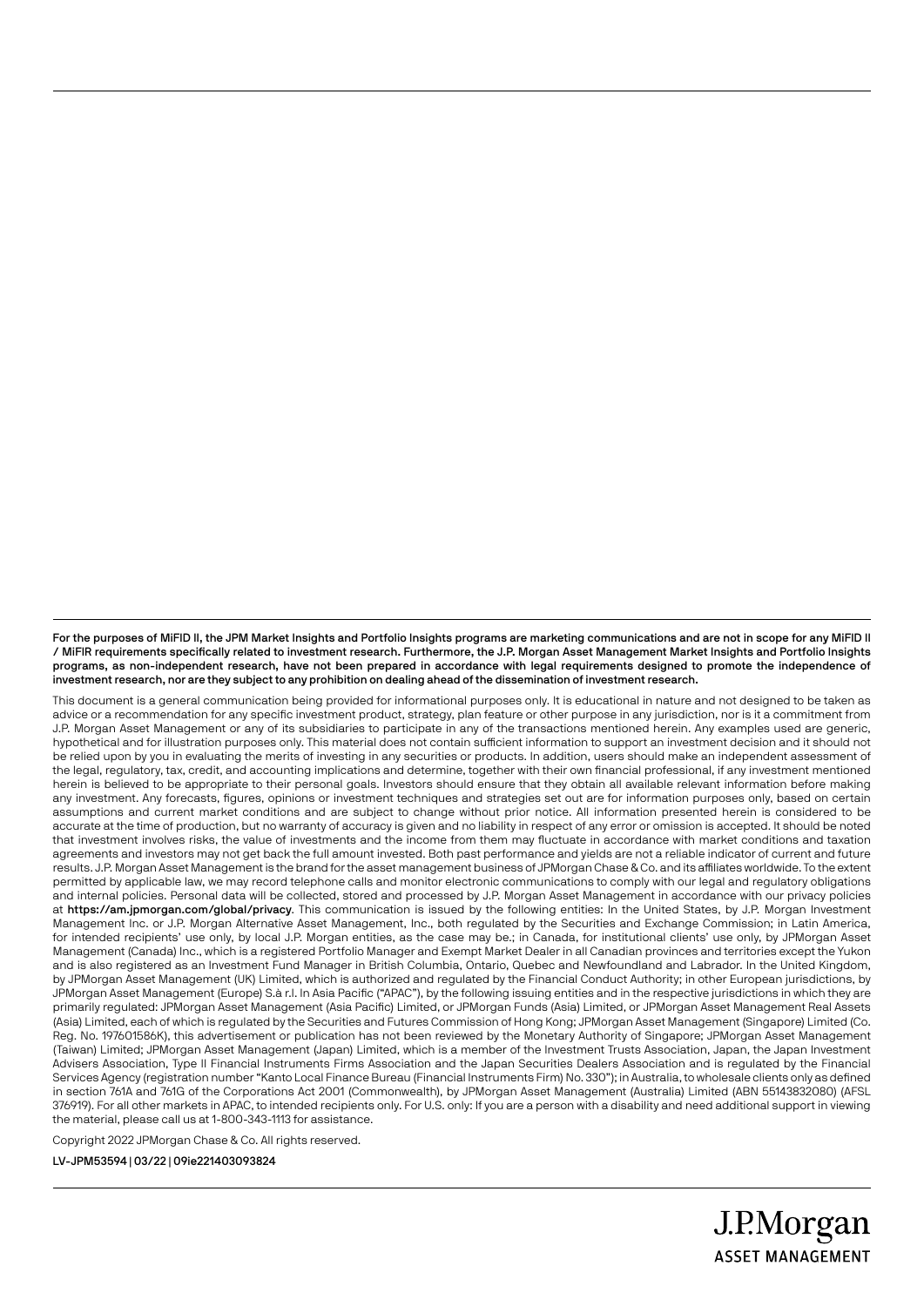**For the purposes of MiFID II, the JPM Market Insights and Portfolio Insights programs are marketing communications and are not in scope for any MiFID II / MiFIR requirements specifically related to investment research. Furthermore, the J.P. Morgan Asset Management Market Insights and Portfolio Insights programs, as non-independent research, have not been prepared in accordance with legal requirements designed to promote the independence of investment research, nor are they subject to any prohibition on dealing ahead of the dissemination of investment research.**

This document is a general communication being provided for informational purposes only. It is educational in nature and not designed to be taken as advice or a recommendation for any specific investment product, strategy, plan feature or other purpose in any jurisdiction, nor is it a commitment from J.P. Morgan Asset Management or any of its subsidiaries to participate in any of the transactions mentioned herein. Any examples used are generic, hypothetical and for illustration purposes only. This material does not contain sufficient information to support an investment decision and it should not be relied upon by you in evaluating the merits of investing in any securities or products. In addition, users should make an independent assessment of the legal, regulatory, tax, credit, and accounting implications and determine, together with their own financial professional, if any investment mentioned herein is believed to be appropriate to their personal goals. Investors should ensure that they obtain all available relevant information before making any investment. Any forecasts, figures, opinions or investment techniques and strategies set out are for information purposes only, based on certain assumptions and current market conditions and are subject to change without prior notice. All information presented herein is considered to be accurate at the time of production, but no warranty of accuracy is given and no liability in respect of any error or omission is accepted. It should be noted that investment involves risks, the value of investments and the income from them may fluctuate in accordance with market conditions and taxation agreements and investors may not get back the full amount invested. Both past performance and yields are not a reliable indicator of current and future results. J.P. Morgan Asset Management is the brand for the asset management business of JPMorgan Chase & Co. and its affiliates worldwide. To the extent permitted by applicable law, we may record telephone calls and monitor electronic communications to comply with our legal and regulatory obligations and internal policies. Personal data will be collected, stored and processed by J.P. Morgan Asset Management in accordance with our privacy policies at **https://am.jpmorgan.com/global/privacy**. This communication is issued by the following entities: In the United States, by J.P. Morgan Investment Management Inc. or J.P. Morgan Alternative Asset Management, Inc., both regulated by the Securities and Exchange Commission; in Latin America, for intended recipients' use only, by local J.P. Morgan entities, as the case may be.; in Canada, for institutional clients' use only, by JPMorgan Asset Management (Canada) Inc., which is a registered Portfolio Manager and Exempt Market Dealer in all Canadian provinces and territories except the Yukon and is also registered as an Investment Fund Manager in British Columbia, Ontario, Quebec and Newfoundland and Labrador. In the United Kingdom, by JPMorgan Asset Management (UK) Limited, which is authorized and regulated by the Financial Conduct Authority; in other European jurisdictions, by JPMorgan Asset Management (Europe) S.à r.l. In Asia Pacific ("APAC"), by the following issuing entities and in the respective jurisdictions in which they are primarily regulated: JPMorgan Asset Management (Asia Pacific) Limited, or JPMorgan Funds (Asia) Limited, or JPMorgan Asset Management Real Assets (Asia) Limited, each of which is regulated by the Securities and Futures Commission of Hong Kong; JPMorgan Asset Management (Singapore) Limited (Co. Reg. No. 197601586K), this advertisement or publication has not been reviewed by the Monetary Authority of Singapore; JPMorgan Asset Management (Taiwan) Limited; JPMorgan Asset Management (Japan) Limited, which is a member of the Investment Trusts Association, Japan, the Japan Investment Advisers Association, Type II Financial Instruments Firms Association and the Japan Securities Dealers Association and is regulated by the Financial Services Agency (registration number "Kanto Local Finance Bureau (Financial Instruments Firm) No. 330"); in Australia, to wholesale clients only as defined in section 761A and 761G of the Corporations Act 2001 (Commonwealth), by JPMorgan Asset Management (Australia) Limited (ABN 55143832080) (AFSL 376919). For all other markets in APAC, to intended recipients only. For U.S. only: If you are a person with a disability and need additional support in viewing the material, please call us at 1-800-343-1113 for assistance.

Copyright 2022 JPMorgan Chase & Co. All rights reserved.

**LV-JPM53594 | 03/22 | 09ie221403093824**

J.P.Morgan
ASSET MANAGEMENT